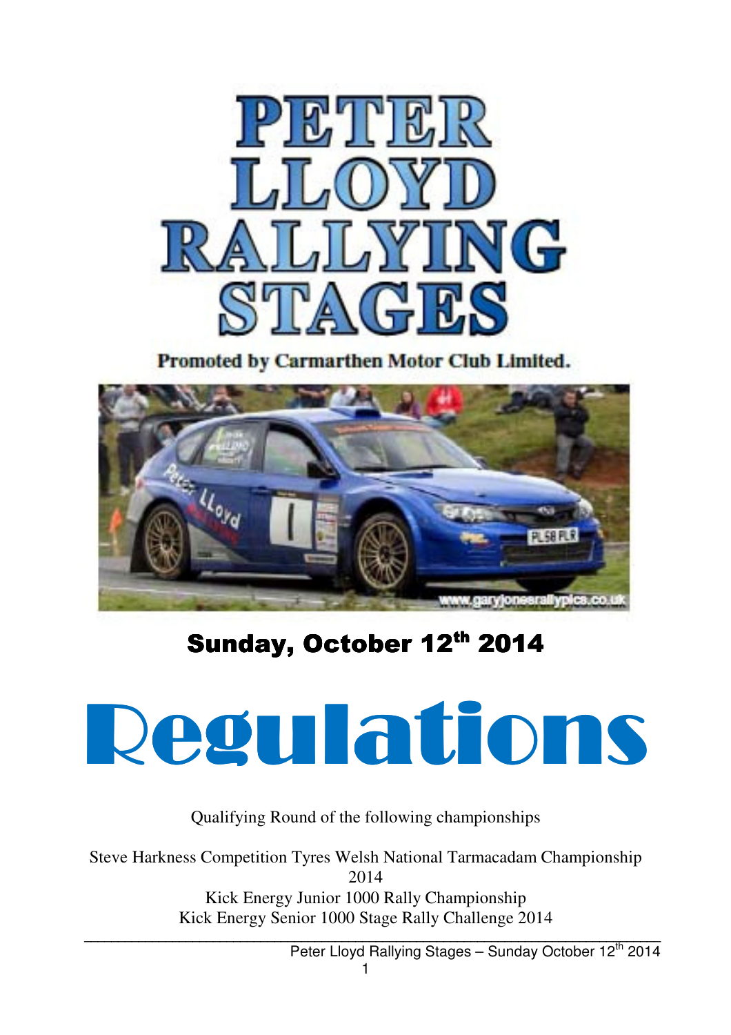# PETER LLOYD RALLYING STAGES

**Promoted by Carmarthen Motor Club Limited.**

## Sunday, October 12th 2014

# Regulations

Qualifying Round of the following championships

Steve Harkness Competition Tyres Welsh National Tarmacadam Championship 2014

Kick Energy Junior 1000 Rally Championship

Kick Energy Senior 1000 Stage Rally Challenge 2014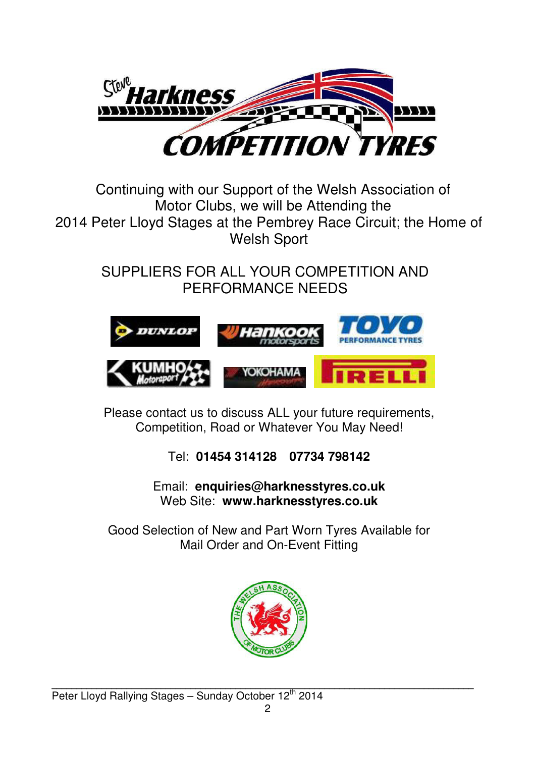# Steve Harkness COMPETITION TYRES

Continuing with our Support of the Welsh Association of Motor Clubs, we will be Attending the 2014 Peter Lloyd Stages at the Pembrey Race Circuit; the Home of Welsh Sport

SUPPLIERS FOR ALL YOUR COMPETITION AND PERFORMANCE NEEDS

DUNLOP | Hankook motorsports | TOYO PERFORMANCE TYRES | KUMHO Motorsport | YOKOHAMA | PIRELLI

Please contact us to discuss ALL your future requirements, Competition, Road or Whatever You May Need!

Tel: **01454 314128   07734 798142**

Email: **enquiries@harknesstyres.co.uk**
Web Site: **www.harknesstyres.co.uk**

Good Selection of New and Part Worn Tyres Available for Mail Order and On-Event Fitting

THE WELSH ASSOCIATION OF MOTOR CLUBS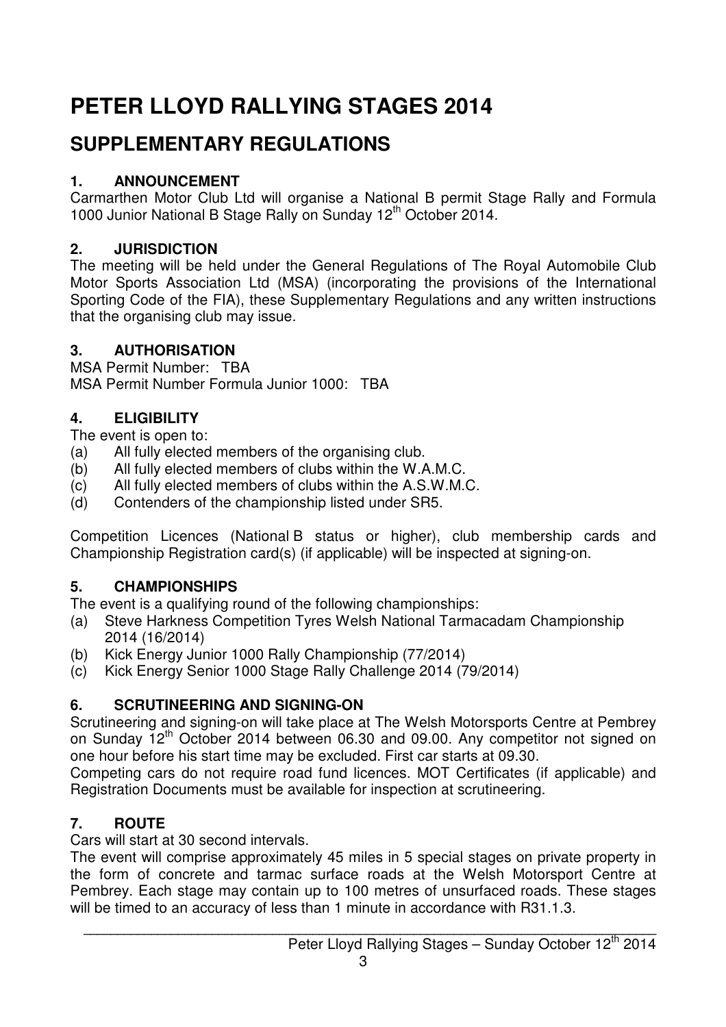# PETER LLOYD RALLYING STAGES 2014

## SUPPLEMENTARY REGULATIONS

### 1. ANNOUNCEMENT

Carmarthen Motor Club Ltd will organise a National B permit Stage Rally and Formula 1000 Junior National B Stage Rally on Sunday 12th October 2014.

### 2. JURISDICTION

The meeting will be held under the General Regulations of The Royal Automobile Club Motor Sports Association Ltd (MSA) (incorporating the provisions of the International Sporting Code of the FIA), these Supplementary Regulations and any written instructions that the organising club may issue.

### 3. AUTHORISATION

MSA Permit Number: TBA
MSA Permit Number Formula Junior 1000: TBA

### 4. ELIGIBILITY

The event is open to:

(a) All fully elected members of the organising club.
(b) All fully elected members of clubs within the W.A.M.C.
(c) All fully elected members of clubs within the A.S.W.M.C.
(d) Contenders of the championship listed under SR5.

Competition Licences (National B status or higher), club membership cards and Championship Registration card(s) (if applicable) will be inspected at signing-on.

### 5. CHAMPIONSHIPS

The event is a qualifying round of the following championships:

(a) Steve Harkness Competition Tyres Welsh National Tarmacadam Championship 2014 (16/2014)
(b) Kick Energy Junior 1000 Rally Championship (77/2014)
(c) Kick Energy Senior 1000 Stage Rally Challenge 2014 (79/2014)

### 6. SCRUTINEERING AND SIGNING-ON

Scrutineering and signing-on will take place at The Welsh Motorsports Centre at Pembrey on Sunday 12th October 2014 between 06.30 and 09.00. Any competitor not signed on one hour before his start time may be excluded. First car starts at 09.30.

Competing cars do not require road fund licences. MOT Certificates (if applicable) and Registration Documents must be available for inspection at scrutineering.

### 7. ROUTE

Cars will start at 30 second intervals.

The event will comprise approximately 45 miles in 5 special stages on private property in the form of concrete and tarmac surface roads at the Welsh Motorsport Centre at Pembrey. Each stage may contain up to 100 metres of unsurfaced roads. These stages will be timed to an accuracy of less than 1 minute in accordance with R31.1.3.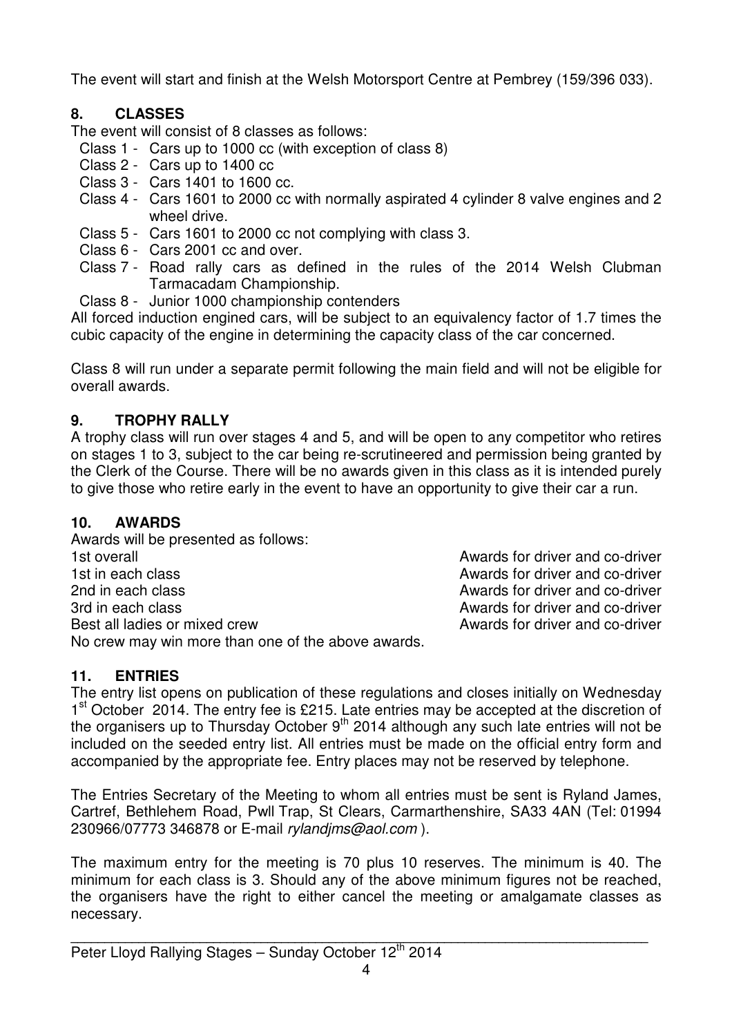The event will start and finish at the Welsh Motorsport Centre at Pembrey (159/396 033).

## 8. CLASSES

The event will consist of 8 classes as follows:

- Class 1 - Cars up to 1000 cc (with exception of class 8)
- Class 2 - Cars up to 1400 cc
- Class 3 - Cars 1401 to 1600 cc.
- Class 4 - Cars 1601 to 2000 cc with normally aspirated 4 cylinder 8 valve engines and 2 wheel drive.
- Class 5 - Cars 1601 to 2000 cc not complying with class 3.
- Class 6 - Cars 2001 cc and over.
- Class 7 - Road rally cars as defined in the rules of the 2014 Welsh Clubman Tarmacadam Championship.
- Class 8 - Junior 1000 championship contenders

All forced induction engined cars, will be subject to an equivalency factor of 1.7 times the cubic capacity of the engine in determining the capacity class of the car concerned.

Class 8 will run under a separate permit following the main field and will not be eligible for overall awards.

## 9. TROPHY RALLY

A trophy class will run over stages 4 and 5, and will be open to any competitor who retires on stages 1 to 3, subject to the car being re-scrutineered and permission being granted by the Clerk of the Course. There will be no awards given in this class as it is intended purely to give those who retire early in the event to have an opportunity to give their car a run.

## 10. AWARDS

Awards will be presented as follows:

| | |
|---|---|
| 1st overall | Awards for driver and co-driver |
| 1st in each class | Awards for driver and co-driver |
| 2nd in each class | Awards for driver and co-driver |
| 3rd in each class | Awards for driver and co-driver |
| Best all ladies or mixed crew | Awards for driver and co-driver |

No crew may win more than one of the above awards.

## 11. ENTRIES

The entry list opens on publication of these regulations and closes initially on Wednesday 1st October 2014. The entry fee is £215. Late entries may be accepted at the discretion of the organisers up to Thursday October 9th 2014 although any such late entries will not be included on the seeded entry list. All entries must be made on the official entry form and accompanied by the appropriate fee. Entry places may not be reserved by telephone.

The Entries Secretary of the Meeting to whom all entries must be sent is Ryland James, Cartref, Bethlehem Road, Pwll Trap, St Clears, Carmarthenshire, SA33 4AN (Tel: 01994 230966/07773 346878 or E-mail *rylandjms@aol.com* ).

The maximum entry for the meeting is 70 plus 10 reserves. The minimum is 40. The minimum for each class is 3. Should any of the above minimum figures not be reached, the organisers have the right to either cancel the meeting or amalgamate classes as necessary.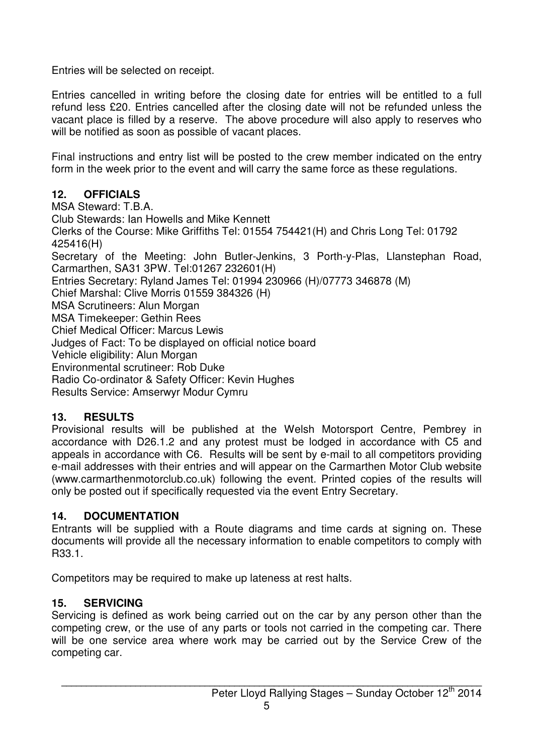Entries will be selected on receipt.

Entries cancelled in writing before the closing date for entries will be entitled to a full refund less £20. Entries cancelled after the closing date will not be refunded unless the vacant place is filled by a reserve. The above procedure will also apply to reserves who will be notified as soon as possible of vacant places.

Final instructions and entry list will be posted to the crew member indicated on the entry form in the week prior to the event and will carry the same force as these regulations.

## 12. OFFICIALS

MSA Steward: T.B.A.
Club Stewards: Ian Howells and Mike Kennett
Clerks of the Course: Mike Griffiths Tel: 01554 754421(H) and Chris Long Tel: 01792 425416(H)
Secretary of the Meeting: John Butler-Jenkins, 3 Porth-y-Plas, Llanstephan Road, Carmarthen, SA31 3PW. Tel:01267 232601(H)
Entries Secretary: Ryland James Tel: 01994 230966 (H)/07773 346878 (M)
Chief Marshal: Clive Morris 01559 384326 (H)
MSA Scrutineers: Alun Morgan
MSA Timekeeper: Gethin Rees
Chief Medical Officer: Marcus Lewis
Judges of Fact: To be displayed on official notice board
Vehicle eligibility: Alun Morgan
Environmental scrutineer: Rob Duke
Radio Co-ordinator & Safety Officer: Kevin Hughes
Results Service: Amserwyr Modur Cymru

## 13. RESULTS

Provisional results will be published at the Welsh Motorsport Centre, Pembrey in accordance with D26.1.2 and any protest must be lodged in accordance with C5 and appeals in accordance with C6. Results will be sent by e-mail to all competitors providing e-mail addresses with their entries and will appear on the Carmarthen Motor Club website (www.carmarthenmotorclub.co.uk) following the event. Printed copies of the results will only be posted out if specifically requested via the event Entry Secretary.

## 14. DOCUMENTATION

Entrants will be supplied with a Route diagrams and time cards at signing on. These documents will provide all the necessary information to enable competitors to comply with R33.1.

Competitors may be required to make up lateness at rest halts.

## 15. SERVICING

Servicing is defined as work being carried out on the car by any person other than the competing crew, or the use of any parts or tools not carried in the competing car. There will be one service area where work may be carried out by the Service Crew of the competing car.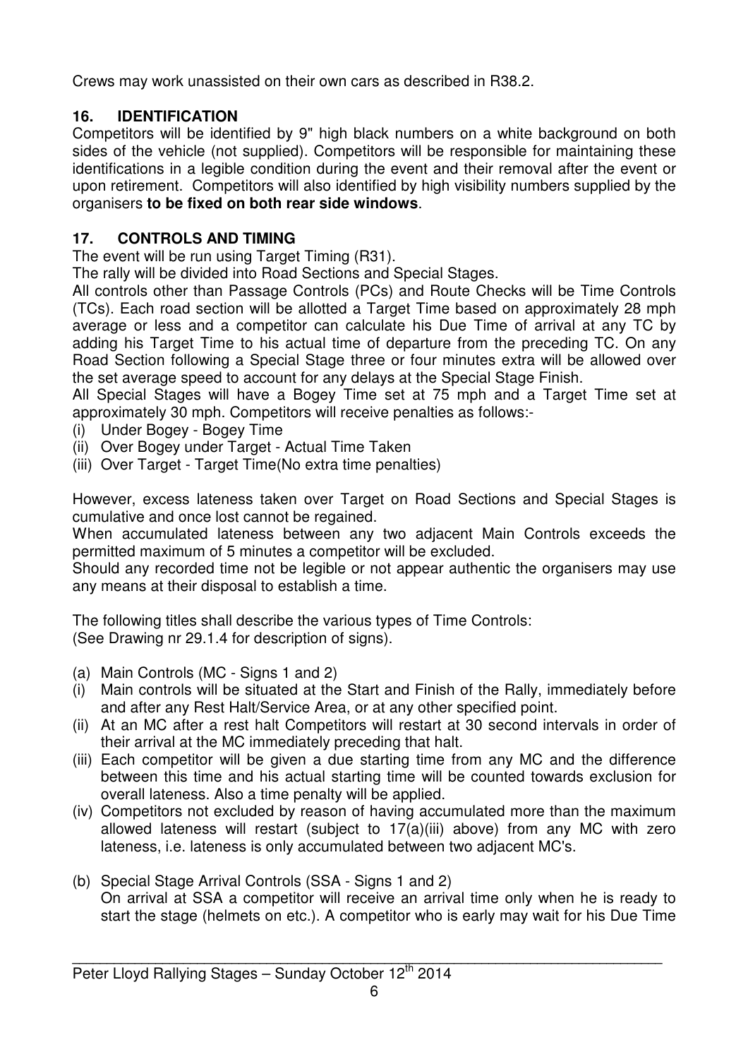Crews may work unassisted on their own cars as described in R38.2.

## 16. IDENTIFICATION

Competitors will be identified by 9" high black numbers on a white background on both sides of the vehicle (not supplied). Competitors will be responsible for maintaining these identifications in a legible condition during the event and their removal after the event or upon retirement. Competitors will also identified by high visibility numbers supplied by the organisers **to be fixed on both rear side windows**.

## 17. CONTROLS AND TIMING

The event will be run using Target Timing (R31).

The rally will be divided into Road Sections and Special Stages.

All controls other than Passage Controls (PCs) and Route Checks will be Time Controls (TCs). Each road section will be allotted a Target Time based on approximately 28 mph average or less and a competitor can calculate his Due Time of arrival at any TC by adding his Target Time to his actual time of departure from the preceding TC. On any Road Section following a Special Stage three or four minutes extra will be allowed over the set average speed to account for any delays at the Special Stage Finish.

All Special Stages will have a Bogey Time set at 75 mph and a Target Time set at approximately 30 mph. Competitors will receive penalties as follows:-

(i) Under Bogey - Bogey Time
(ii) Over Bogey under Target - Actual Time Taken
(iii) Over Target - Target Time(No extra time penalties)

However, excess lateness taken over Target on Road Sections and Special Stages is cumulative and once lost cannot be regained.

When accumulated lateness between any two adjacent Main Controls exceeds the permitted maximum of 5 minutes a competitor will be excluded.

Should any recorded time not be legible or not appear authentic the organisers may use any means at their disposal to establish a time.

The following titles shall describe the various types of Time Controls:
(See Drawing nr 29.1.4 for description of signs).

(a) Main Controls (MC - Signs 1 and 2)

(i) Main controls will be situated at the Start and Finish of the Rally, immediately before and after any Rest Halt/Service Area, or at any other specified point.
(ii) At an MC after a rest halt Competitors will restart at 30 second intervals in order of their arrival at the MC immediately preceding that halt.
(iii) Each competitor will be given a due starting time from any MC and the difference between this time and his actual starting time will be counted towards exclusion for overall lateness. Also a time penalty will be applied.
(iv) Competitors not excluded by reason of having accumulated more than the maximum allowed lateness will restart (subject to 17(a)(iii) above) from any MC with zero lateness, i.e. lateness is only accumulated between two adjacent MC's.

(b) Special Stage Arrival Controls (SSA - Signs 1 and 2)
On arrival at SSA a competitor will receive an arrival time only when he is ready to start the stage (helmets on etc.). A competitor who is early may wait for his Due Time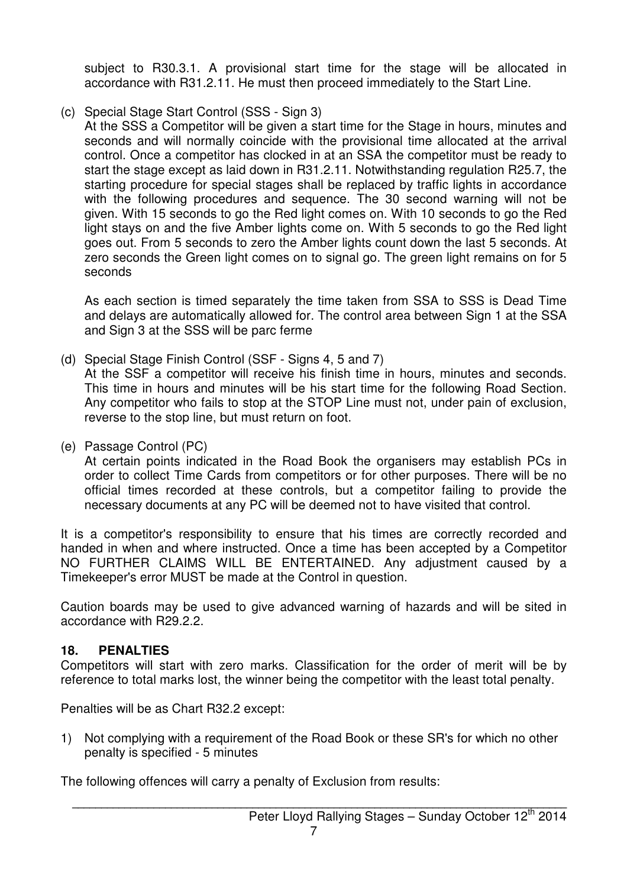subject to R30.3.1. A provisional start time for the stage will be allocated in accordance with R31.2.11. He must then proceed immediately to the Start Line.

(c) Special Stage Start Control (SSS - Sign 3)
At the SSS a Competitor will be given a start time for the Stage in hours, minutes and seconds and will normally coincide with the provisional time allocated at the arrival control. Once a competitor has clocked in at an SSA the competitor must be ready to start the stage except as laid down in R31.2.11. Notwithstanding regulation R25.7, the starting procedure for special stages shall be replaced by traffic lights in accordance with the following procedures and sequence. The 30 second warning will not be given. With 15 seconds to go the Red light comes on. With 10 seconds to go the Red light stays on and the five Amber lights come on. With 5 seconds to go the Red light goes out. From 5 seconds to zero the Amber lights count down the last 5 seconds. At zero seconds the Green light comes on to signal go. The green light remains on for 5 seconds

As each section is timed separately the time taken from SSA to SSS is Dead Time and delays are automatically allowed for. The control area between Sign 1 at the SSA and Sign 3 at the SSS will be parc ferme

(d) Special Stage Finish Control (SSF - Signs 4, 5 and 7)
At the SSF a competitor will receive his finish time in hours, minutes and seconds. This time in hours and minutes will be his start time for the following Road Section. Any competitor who fails to stop at the STOP Line must not, under pain of exclusion, reverse to the stop line, but must return on foot.

(e) Passage Control (PC)
At certain points indicated in the Road Book the organisers may establish PCs in order to collect Time Cards from competitors or for other purposes. There will be no official times recorded at these controls, but a competitor failing to provide the necessary documents at any PC will be deemed not to have visited that control.

It is a competitor's responsibility to ensure that his times are correctly recorded and handed in when and where instructed. Once a time has been accepted by a Competitor NO FURTHER CLAIMS WILL BE ENTERTAINED. Any adjustment caused by a Timekeeper's error MUST be made at the Control in question.

Caution boards may be used to give advanced warning of hazards and will be sited in accordance with R29.2.2.

## 18. PENALTIES

Competitors will start with zero marks. Classification for the order of merit will be by reference to total marks lost, the winner being the competitor with the least total penalty.

Penalties will be as Chart R32.2 except:

1) Not complying with a requirement of the Road Book or these SR's for which no other penalty is specified - 5 minutes

The following offences will carry a penalty of Exclusion from results: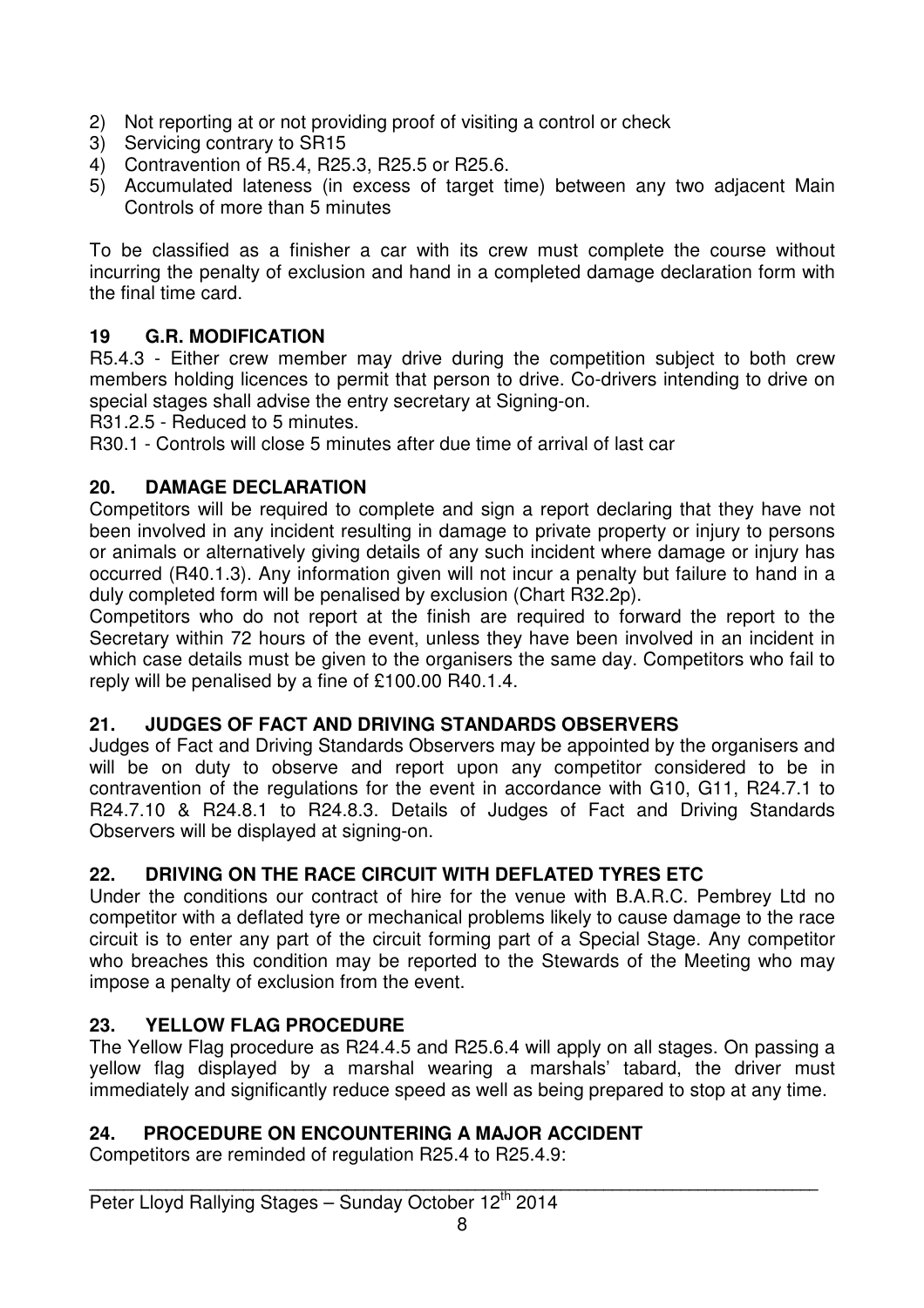2) Not reporting at or not providing proof of visiting a control or check
3) Servicing contrary to SR15
4) Contravention of R5.4, R25.3, R25.5 or R25.6.
5) Accumulated lateness (in excess of target time) between any two adjacent Main Controls of more than 5 minutes

To be classified as a finisher a car with its crew must complete the course without incurring the penalty of exclusion and hand in a completed damage declaration form with the final time card.

## 19 G.R. MODIFICATION

R5.4.3 - Either crew member may drive during the competition subject to both crew members holding licences to permit that person to drive. Co-drivers intending to drive on special stages shall advise the entry secretary at Signing-on.

R31.2.5 - Reduced to 5 minutes.

R30.1 - Controls will close 5 minutes after due time of arrival of last car

## 20. DAMAGE DECLARATION

Competitors will be required to complete and sign a report declaring that they have not been involved in any incident resulting in damage to private property or injury to persons or animals or alternatively giving details of any such incident where damage or injury has occurred (R40.1.3). Any information given will not incur a penalty but failure to hand in a duly completed form will be penalised by exclusion (Chart R32.2p).

Competitors who do not report at the finish are required to forward the report to the Secretary within 72 hours of the event, unless they have been involved in an incident in which case details must be given to the organisers the same day. Competitors who fail to reply will be penalised by a fine of £100.00 R40.1.4.

## 21. JUDGES OF FACT AND DRIVING STANDARDS OBSERVERS

Judges of Fact and Driving Standards Observers may be appointed by the organisers and will be on duty to observe and report upon any competitor considered to be in contravention of the regulations for the event in accordance with G10, G11, R24.7.1 to R24.7.10 & R24.8.1 to R24.8.3. Details of Judges of Fact and Driving Standards Observers will be displayed at signing-on.

## 22. DRIVING ON THE RACE CIRCUIT WITH DEFLATED TYRES ETC

Under the conditions our contract of hire for the venue with B.A.R.C. Pembrey Ltd no competitor with a deflated tyre or mechanical problems likely to cause damage to the race circuit is to enter any part of the circuit forming part of a Special Stage. Any competitor who breaches this condition may be reported to the Stewards of the Meeting who may impose a penalty of exclusion from the event.

## 23. YELLOW FLAG PROCEDURE

The Yellow Flag procedure as R24.4.5 and R25.6.4 will apply on all stages. On passing a yellow flag displayed by a marshal wearing a marshals' tabard, the driver must immediately and significantly reduce speed as well as being prepared to stop at any time.

## 24. PROCEDURE ON ENCOUNTERING A MAJOR ACCIDENT

Competitors are reminded of regulation R25.4 to R25.4.9: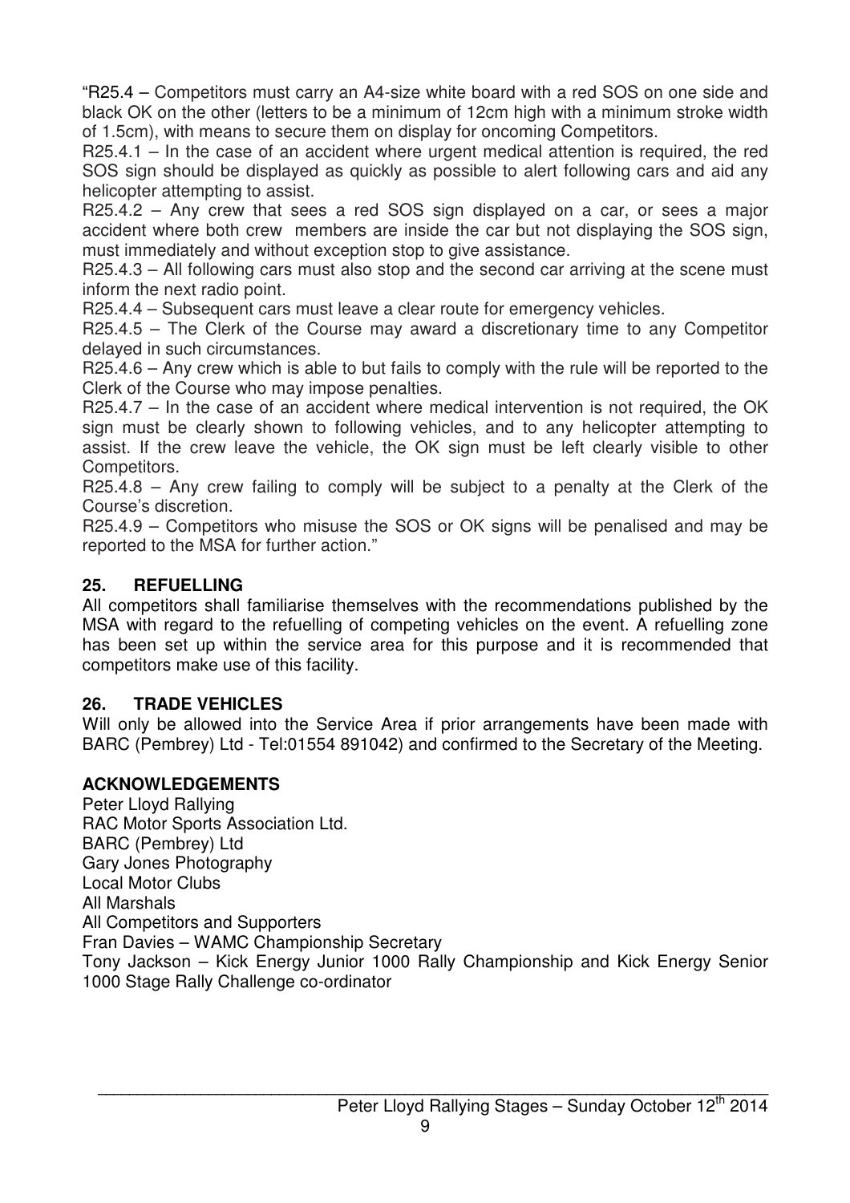"R25.4 – Competitors must carry an A4-size white board with a red SOS on one side and black OK on the other (letters to be a minimum of 12cm high with a minimum stroke width of 1.5cm), with means to secure them on display for oncoming Competitors.

R25.4.1 – In the case of an accident where urgent medical attention is required, the red SOS sign should be displayed as quickly as possible to alert following cars and aid any helicopter attempting to assist.

R25.4.2 – Any crew that sees a red SOS sign displayed on a car, or sees a major accident where both crew members are inside the car but not displaying the SOS sign, must immediately and without exception stop to give assistance.

R25.4.3 – All following cars must also stop and the second car arriving at the scene must inform the next radio point.

R25.4.4 – Subsequent cars must leave a clear route for emergency vehicles.

R25.4.5 – The Clerk of the Course may award a discretionary time to any Competitor delayed in such circumstances.

R25.4.6 – Any crew which is able to but fails to comply with the rule will be reported to the Clerk of the Course who may impose penalties.

R25.4.7 – In the case of an accident where medical intervention is not required, the OK sign must be clearly shown to following vehicles, and to any helicopter attempting to assist. If the crew leave the vehicle, the OK sign must be left clearly visible to other Competitors.

R25.4.8 – Any crew failing to comply will be subject to a penalty at the Clerk of the Course's discretion.

R25.4.9 – Competitors who misuse the SOS or OK signs will be penalised and may be reported to the MSA for further action."

## 25. REFUELLING

All competitors shall familiarise themselves with the recommendations published by the MSA with regard to the refuelling of competing vehicles on the event. A refuelling zone has been set up within the service area for this purpose and it is recommended that competitors make use of this facility.

## 26. TRADE VEHICLES

Will only be allowed into the Service Area if prior arrangements have been made with BARC (Pembrey) Ltd - Tel:01554 891042) and confirmed to the Secretary of the Meeting.

## ACKNOWLEDGEMENTS

Peter Lloyd Rallying
RAC Motor Sports Association Ltd.
BARC (Pembrey) Ltd
Gary Jones Photography
Local Motor Clubs
All Marshals
All Competitors and Supporters
Fran Davies – WAMC Championship Secretary
Tony Jackson – Kick Energy Junior 1000 Rally Championship and Kick Energy Senior 1000 Stage Rally Challenge co-ordinator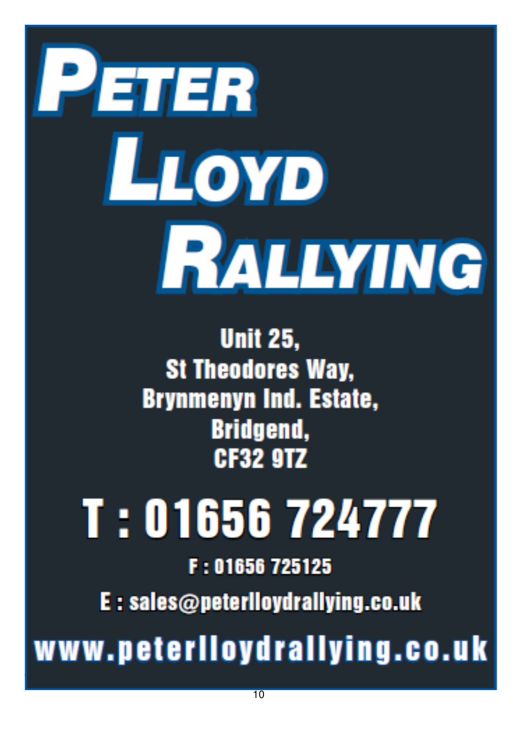# PETER LLOYD RALLYING

Unit 25,
St Theodores Way,
Brynmenyn Ind. Estate,
Bridgend,
CF32 9TZ

## T : 01656 724777

F : 01656 725125

E : sales@peterlloydrallying.co.uk

## www.peterlloydrallying.co.uk